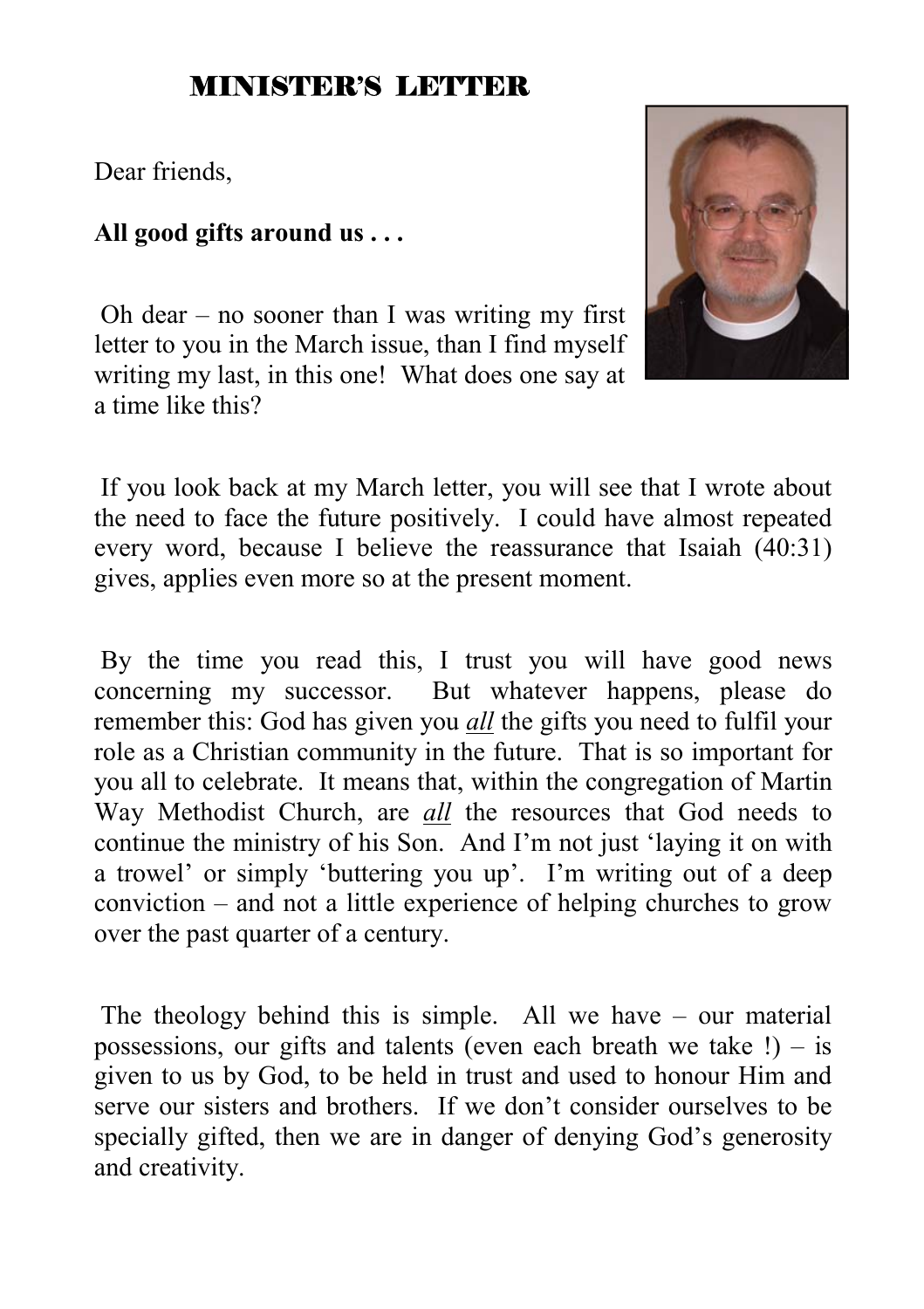# MINISTER'S LETTER

Dear friends,

**All good gifts around us . . .**

Oh dear – no sooner than I was writing my first letter to you in the March issue, than I find myself writing my last, in this one! What does one say at a time like this?

If you look back at my March letter, you will see that I wrote about the need to face the future positively. I could have almost repeated every word, because I believe the reassurance that Isaiah (40:31) gives, applies even more so at the present moment.

By the time you read this, I trust you will have good news concerning my successor. But whatever happens, please do remember this: God has given you ***all*** the gifts you need to fulfil your role as a Christian community in the future. That is so important for you all to celebrate. It means that, within the congregation of Martin Way Methodist Church, are ***all*** the resources that God needs to continue the ministry of his Son. And I'm not just 'laying it on with a trowel' or simply 'buttering you up'. I'm writing out of a deep conviction – and not a little experience of helping churches to grow over the past quarter of a century.

The theology behind this is simple. All we have – our material possessions, our gifts and talents (even each breath we take !) – is given to us by God, to be held in trust and used to honour Him and serve our sisters and brothers. If we don't consider ourselves to be specially gifted, then we are in danger of denying God's generosity and creativity.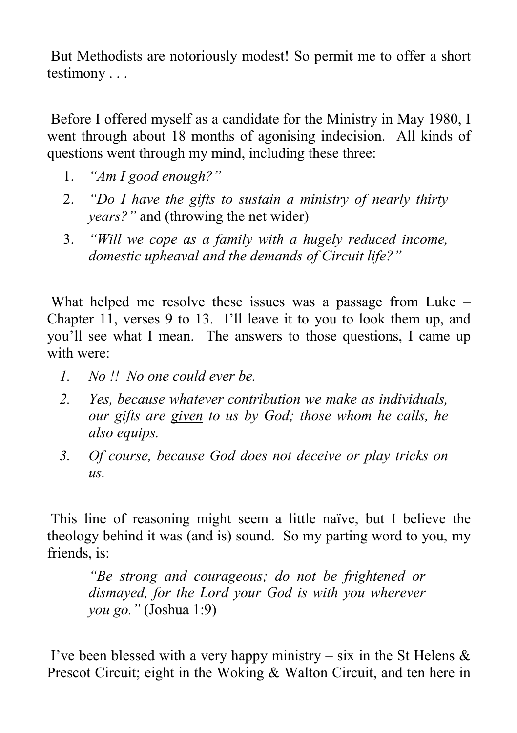But Methodists are notoriously modest! So permit me to offer a short testimony . . .

Before I offered myself as a candidate for the Ministry in May 1980, I went through about 18 months of agonising indecision. All kinds of questions went through my mind, including these three:

1. *"Am I good enough?"*
2. *"Do I have the gifts to sustain a ministry of nearly thirty years?"* and (throwing the net wider)
3. *"Will we cope as a family with a hugely reduced income, domestic upheaval and the demands of Circuit life?"*

What helped me resolve these issues was a passage from Luke – Chapter 11, verses 9 to 13. I'll leave it to you to look them up, and you'll see what I mean. The answers to those questions, I came up with were:

1. *No !! No one could ever be.*
2. *Yes, because whatever contribution we make as individuals, our gifts are <u>given</u> to us by God; those whom he calls, he also equips.*
3. *Of course, because God does not deceive or play tricks on us.*

This line of reasoning might seem a little naïve, but I believe the theology behind it was (and is) sound. So my parting word to you, my friends, is:

> *"Be strong and courageous; do not be frightened or dismayed, for the Lord your God is with you wherever you go."* (Joshua 1:9)

I've been blessed with a very happy ministry – six in the St Helens & Prescot Circuit; eight in the Woking & Walton Circuit, and ten here in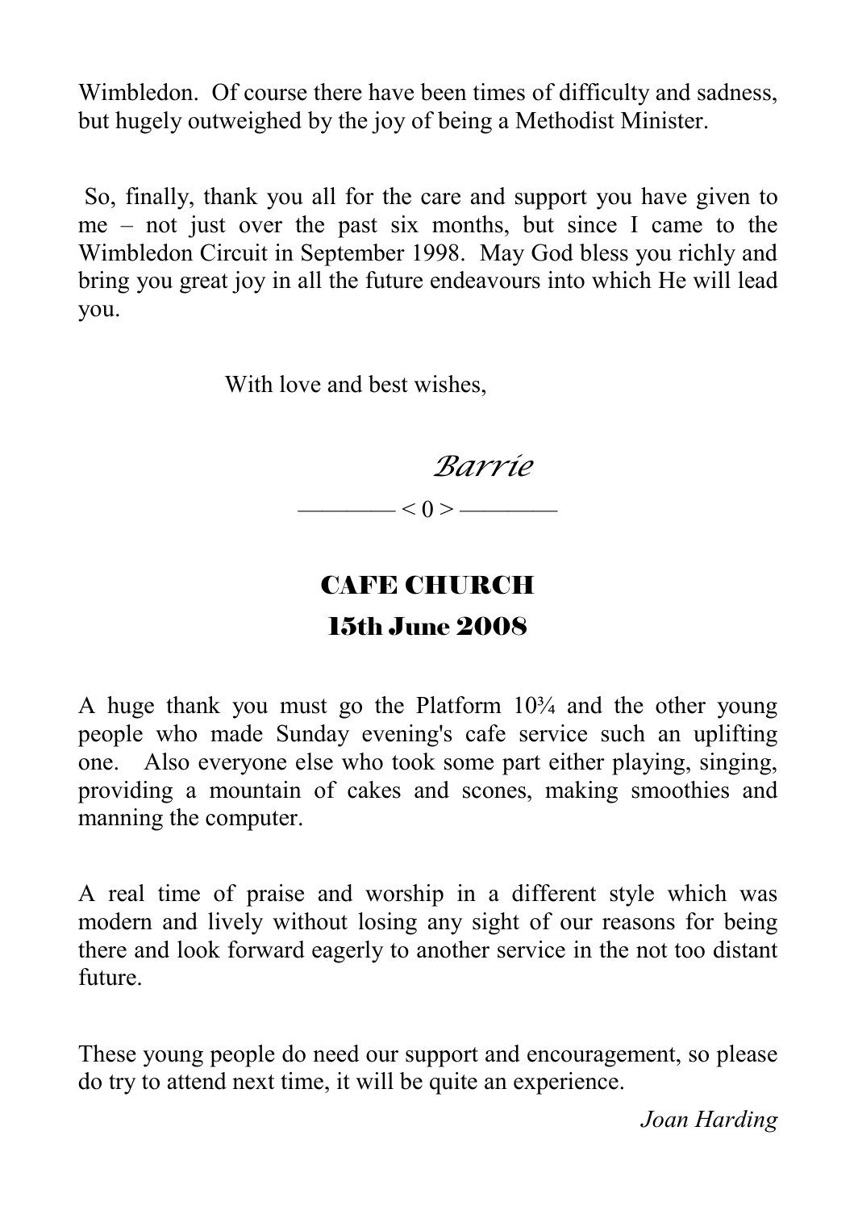Wimbledon. Of course there have been times of difficulty and sadness, but hugely outweighed by the joy of being a Methodist Minister.

So, finally, thank you all for the care and support you have given to me – not just over the past six months, but since I came to the Wimbledon Circuit in September 1998. May God bless you richly and bring you great joy in all the future endeavours into which He will lead you.

With love and best wishes,

*Barrie*

———— < 0 > ————

## CAFE CHURCH
## 15th June 2008

A huge thank you must go the Platform 10¾ and the other young people who made Sunday evening's cafe service such an uplifting one. Also everyone else who took some part either playing, singing, providing a mountain of cakes and scones, making smoothies and manning the computer.

A real time of praise and worship in a different style which was modern and lively without losing any sight of our reasons for being there and look forward eagerly to another service in the not too distant future.

These young people do need our support and encouragement, so please do try to attend next time, it will be quite an experience.

*Joan Harding*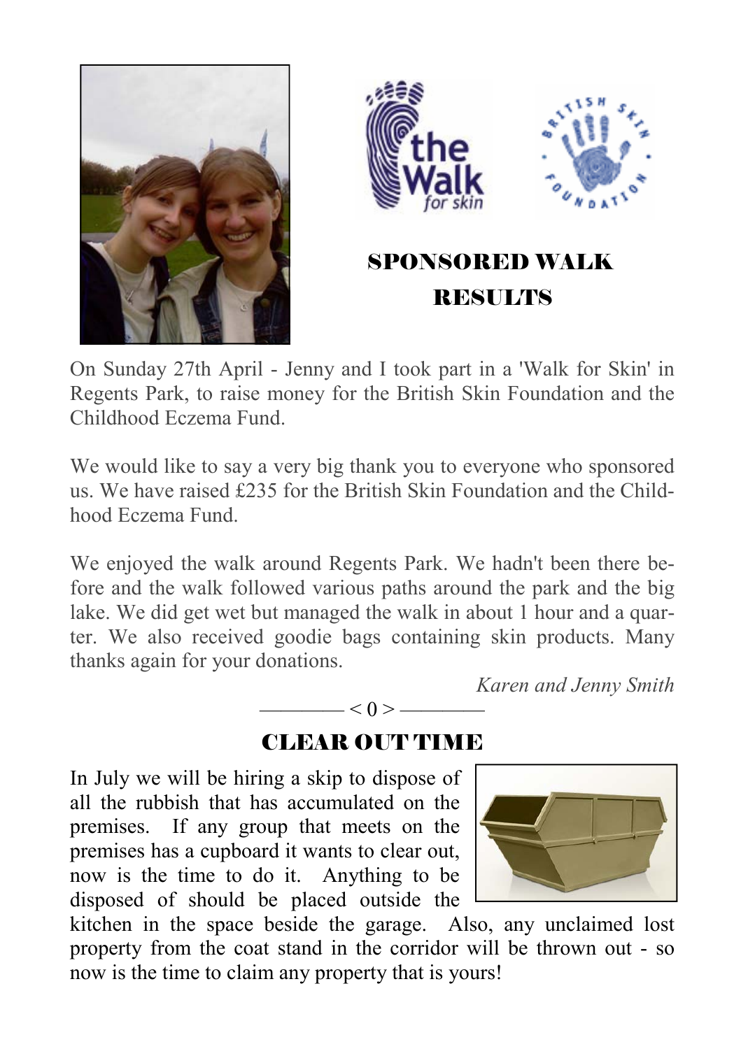## SPONSORED WALK RESULTS

On Sunday 27th April - Jenny and I took part in a 'Walk for Skin' in Regents Park, to raise money for the British Skin Foundation and the Childhood Eczema Fund.

We would like to say a very big thank you to everyone who sponsored us. We have raised £235 for the British Skin Foundation and the Childhood Eczema Fund.

We enjoyed the walk around Regents Park. We hadn't been there before and the walk followed various paths around the park and the big lake. We did get wet but managed the walk in about 1 hour and a quarter. We also received goodie bags containing skin products. Many thanks again for your donations.

*Karen and Jenny Smith*

———— < 0 > ————

## CLEAR OUT TIME

In July we will be hiring a skip to dispose of all the rubbish that has accumulated on the premises. If any group that meets on the premises has a cupboard it wants to clear out, now is the time to do it. Anything to be disposed of should be placed outside the kitchen in the space beside the garage. Also, any unclaimed lost property from the coat stand in the corridor will be thrown out - so now is the time to claim any property that is yours!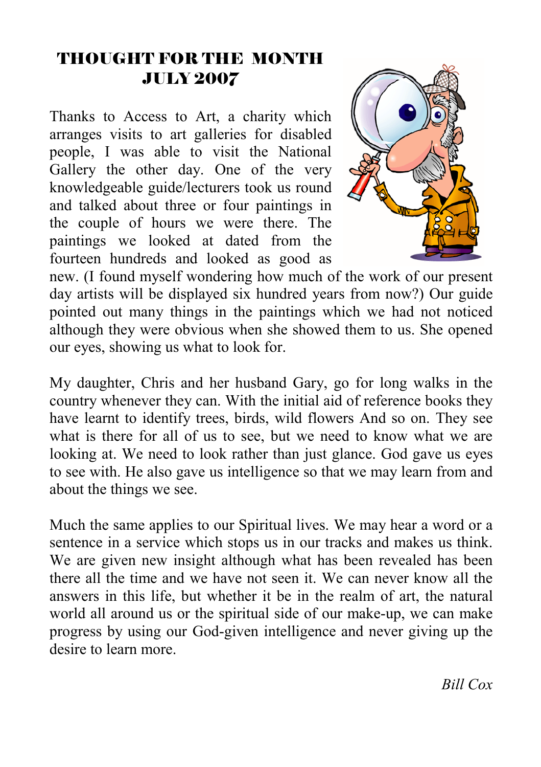# THOUGHT FOR THE MONTH
# JULY 2007

Thanks to Access to Art, a charity which arranges visits to art galleries for disabled people, I was able to visit the National Gallery the other day. One of the very knowledgeable guide/lecturers took us round and talked about three or four paintings in the couple of hours we were there. The paintings we looked at dated from the fourteen hundreds and looked as good as new. (I found myself wondering how much of the work of our present day artists will be displayed six hundred years from now?) Our guide pointed out many things in the paintings which we had not noticed although they were obvious when she showed them to us. She opened our eyes, showing us what to look for.

My daughter, Chris and her husband Gary, go for long walks in the country whenever they can. With the initial aid of reference books they have learnt to identify trees, birds, wild flowers And so on. They see what is there for all of us to see, but we need to know what we are looking at. We need to look rather than just glance. God gave us eyes to see with. He also gave us intelligence so that we may learn from and about the things we see.

Much the same applies to our Spiritual lives. We may hear a word or a sentence in a service which stops us in our tracks and makes us think. We are given new insight although what has been revealed has been there all the time and we have not seen it. We can never know all the answers in this life, but whether it be in the realm of art, the natural world all around us or the spiritual side of our make-up, we can make progress by using our God-given intelligence and never giving up the desire to learn more.

*Bill Cox*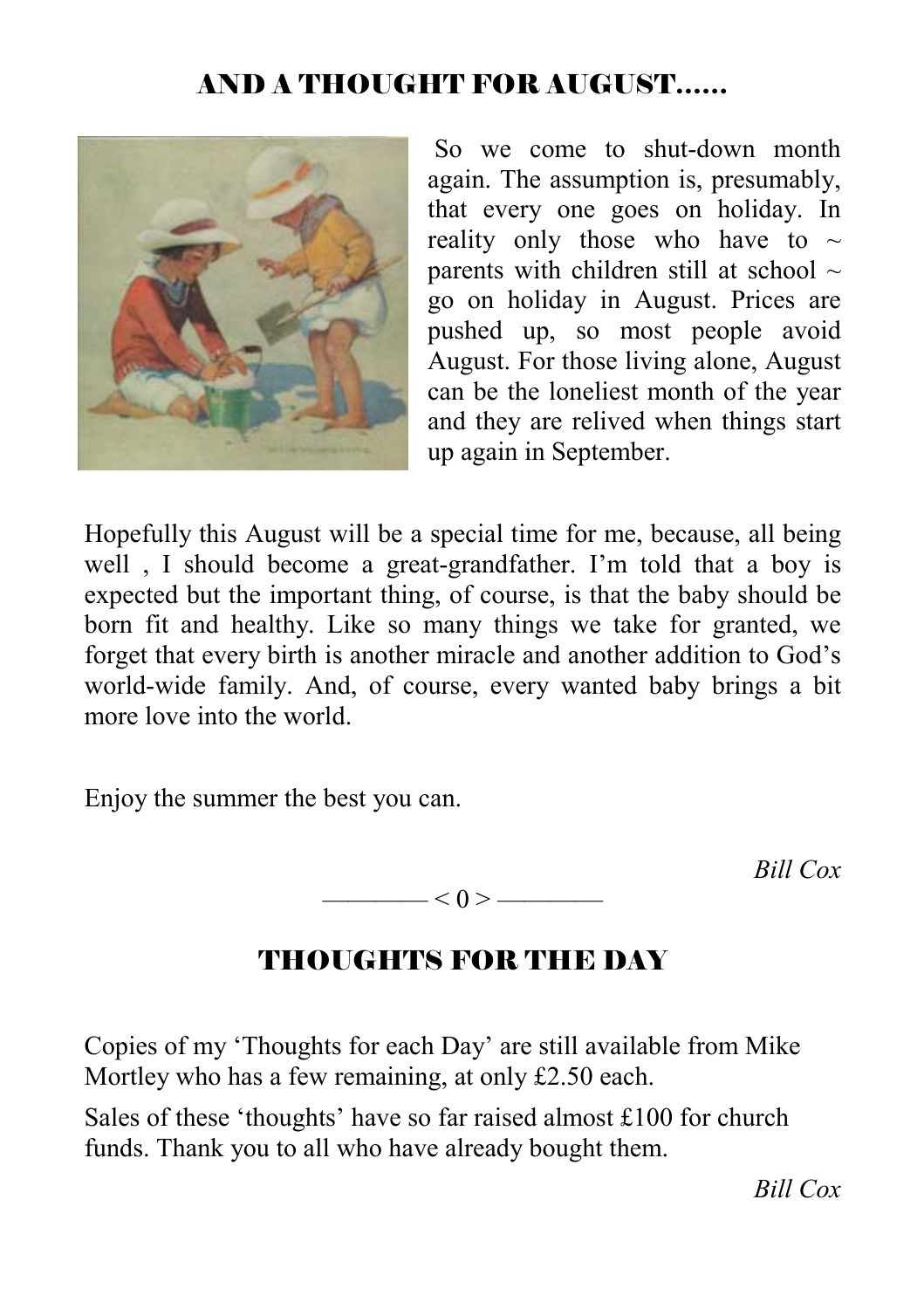## AND A THOUGHT FOR AUGUST......

So we come to shut-down month again. The assumption is, presumably, that every one goes on holiday. In reality only those who have to ~ parents with children still at school ~ go on holiday in August. Prices are pushed up, so most people avoid August. For those living alone, August can be the loneliest month of the year and they are relived when things start up again in September.

Hopefully this August will be a special time for me, because, all being well , I should become a great-grandfather. I'm told that a boy is expected but the important thing, of course, is that the baby should be born fit and healthy. Like so many things we take for granted, we forget that every birth is another miracle and another addition to God's world-wide family. And, of course, every wanted baby brings a bit more love into the world.

Enjoy the summer the best you can.

*Bill Cox*

———— < 0 > ————

## THOUGHTS FOR THE DAY

Copies of my 'Thoughts for each Day' are still available from Mike Mortley who has a few remaining, at only £2.50 each.

Sales of these 'thoughts' have so far raised almost £100 for church funds. Thank you to all who have already bought them.

*Bill Cox*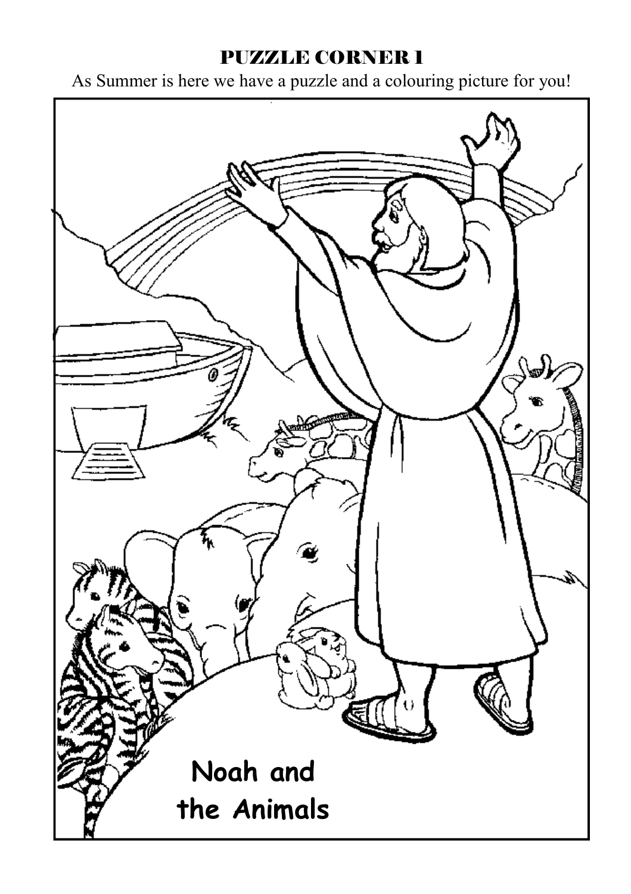# PUZZLE CORNER 1

As Summer is here we have a puzzle and a colouring picture for you!

**Noah and the Animals**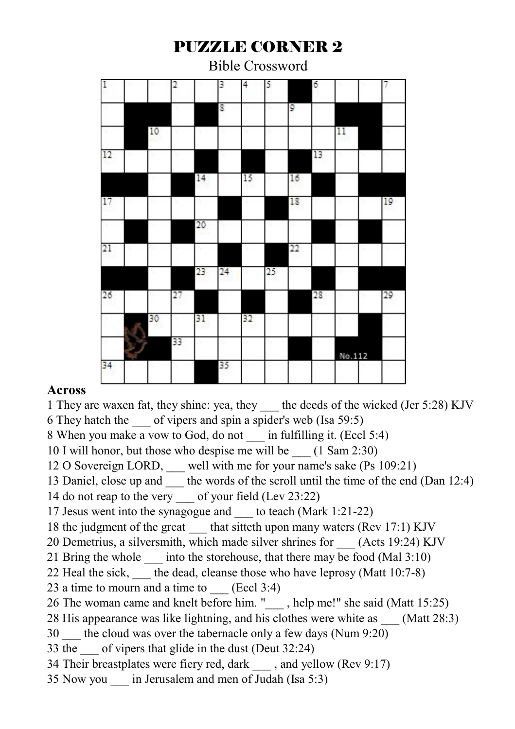# PUZZLE CORNER 2

Bible Crossword

No.112

**Across**

1 They are waxen fat, they shine: yea, they ___ the deeds of the wicked (Jer 5:28) KJV

6 They hatch the ___ of vipers and spin a spider's web (Isa 59:5)

8 When you make a vow to God, do not ___ in fulfilling it. (Eccl 5:4)

10 I will honor, but those who despise me will be ___ (1 Sam 2:30)

12 O Sovereign LORD, ___ well with me for your name's sake (Ps 109:21)

13 Daniel, close up and ___ the words of the scroll until the time of the end (Dan 12:4)

14 do not reap to the very ___ of your field (Lev 23:22)

17 Jesus went into the synagogue and ___ to teach (Mark 1:21-22)

18 the judgment of the great ___ that sitteth upon many waters (Rev 17:1) KJV

20 Demetrius, a silversmith, which made silver shrines for ___ (Acts 19:24) KJV

21 Bring the whole ___ into the storehouse, that there may be food (Mal 3:10)

22 Heal the sick, ___ the dead, cleanse those who have leprosy (Matt 10:7-8)

23 a time to mourn and a time to ___ (Eccl 3:4)

26 The woman came and knelt before him. "___ , help me!" she said (Matt 15:25)

28 His appearance was like lightning, and his clothes were white as ___ (Matt 28:3)

30 ___ the cloud was over the tabernacle only a few days (Num 9:20)

33 the ___ of vipers that glide in the dust (Deut 32:24)

34 Their breastplates were fiery red, dark ___ , and yellow (Rev 9:17)

35 Now you ___ in Jerusalem and men of Judah (Isa 5:3)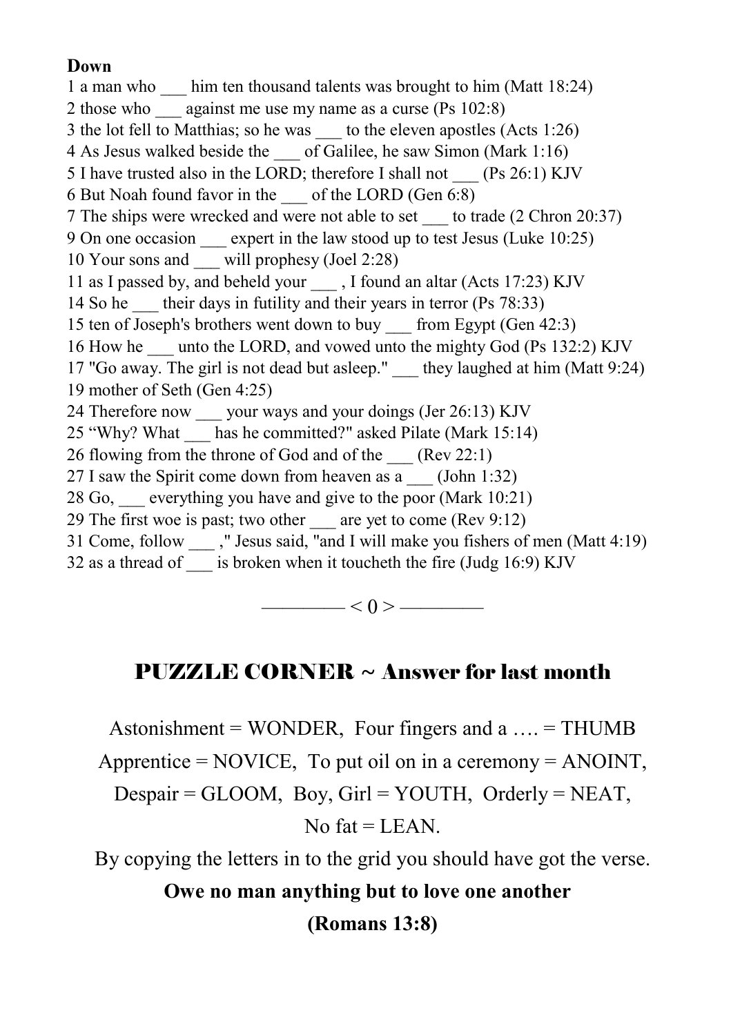**Down**

1 a man who ___ him ten thousand talents was brought to him (Matt 18:24)
2 those who ___ against me use my name as a curse (Ps 102:8)
3 the lot fell to Matthias; so he was ___ to the eleven apostles (Acts 1:26)
4 As Jesus walked beside the ___ of Galilee, he saw Simon (Mark 1:16)
5 I have trusted also in the LORD; therefore I shall not ___ (Ps 26:1) KJV
6 But Noah found favor in the ___ of the LORD (Gen 6:8)
7 The ships were wrecked and were not able to set ___ to trade (2 Chron 20:37)
9 On one occasion ___ expert in the law stood up to test Jesus (Luke 10:25)
10 Your sons and ___ will prophesy (Joel 2:28)
11 as I passed by, and beheld your ___ , I found an altar (Acts 17:23) KJV
14 So he ___ their days in futility and their years in terror (Ps 78:33)
15 ten of Joseph's brothers went down to buy ___ from Egypt (Gen 42:3)
16 How he ___ unto the LORD, and vowed unto the mighty God (Ps 132:2) KJV
17 "Go away. The girl is not dead but asleep." ___ they laughed at him (Matt 9:24)
19 mother of Seth (Gen 4:25)
24 Therefore now ___ your ways and your doings (Jer 26:13) KJV
25 "Why? What ___ has he committed?" asked Pilate (Mark 15:14)
26 flowing from the throne of God and of the ___ (Rev 22:1)
27 I saw the Spirit come down from heaven as a ___ (John 1:32)
28 Go, ___ everything you have and give to the poor (Mark 10:21)
29 The first woe is past; two other ___ are yet to come (Rev 9:12)
31 Come, follow ___ ," Jesus said, "and I will make you fishers of men (Matt 4:19)
32 as a thread of ___ is broken when it toucheth the fire (Judg 16:9) KJV

———— < 0 > ————

## PUZZLE CORNER ~ Answer for last month

Astonishment = WONDER, Four fingers and a …. = THUMB
Apprentice = NOVICE, To put oil on in a ceremony = ANOINT,
Despair = GLOOM, Boy, Girl = YOUTH, Orderly = NEAT,
No fat = LEAN.

By copying the letters in to the grid you should have got the verse.

**Owe no man anything but to love one another**

**(Romans 13:8)**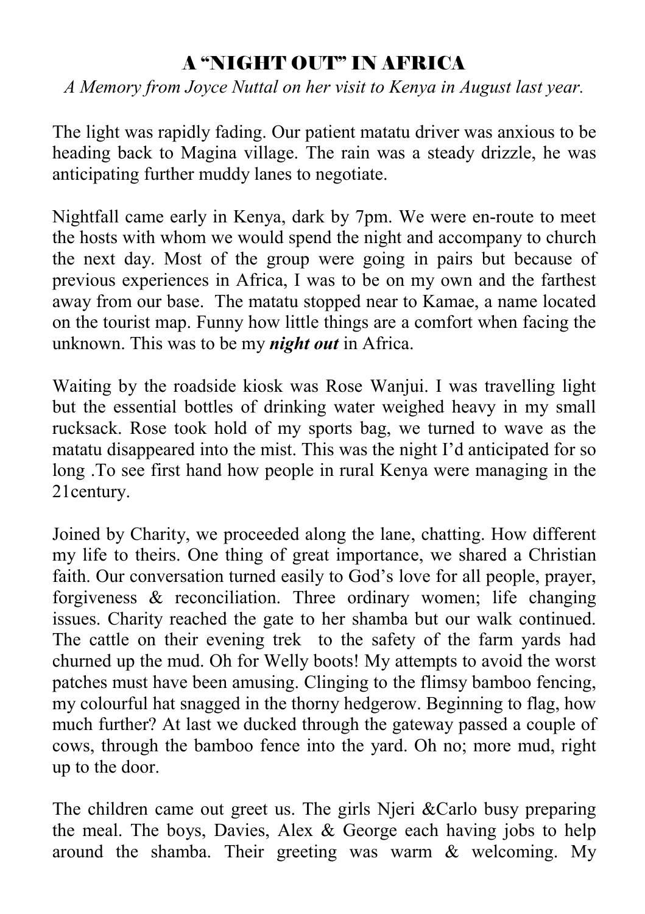# A "NIGHT OUT" IN AFRICA

*A Memory from Joyce Nuttal on her visit to Kenya in August last year.*

The light was rapidly fading. Our patient matatu driver was anxious to be heading back to Magina village. The rain was a steady drizzle, he was anticipating further muddy lanes to negotiate.

Nightfall came early in Kenya, dark by 7pm. We were en-route to meet the hosts with whom we would spend the night and accompany to church the next day. Most of the group were going in pairs but because of previous experiences in Africa, I was to be on my own and the farthest away from our base. The matatu stopped near to Kamae, a name located on the tourist map. Funny how little things are a comfort when facing the unknown. This was to be my ***night out*** in Africa.

Waiting by the roadside kiosk was Rose Wanjui. I was travelling light but the essential bottles of drinking water weighed heavy in my small rucksack. Rose took hold of my sports bag, we turned to wave as the matatu disappeared into the mist. This was the night I'd anticipated for so long .To see first hand how people in rural Kenya were managing in the 21century.

Joined by Charity, we proceeded along the lane, chatting. How different my life to theirs. One thing of great importance, we shared a Christian faith. Our conversation turned easily to God's love for all people, prayer, forgiveness & reconciliation. Three ordinary women; life changing issues. Charity reached the gate to her shamba but our walk continued. The cattle on their evening trek to the safety of the farm yards had churned up the mud. Oh for Welly boots! My attempts to avoid the worst patches must have been amusing. Clinging to the flimsy bamboo fencing, my colourful hat snagged in the thorny hedgerow. Beginning to flag, how much further? At last we ducked through the gateway passed a couple of cows, through the bamboo fence into the yard. Oh no; more mud, right up to the door.

The children came out greet us. The girls Njeri &Carlo busy preparing the meal. The boys, Davies, Alex & George each having jobs to help around the shamba. Their greeting was warm & welcoming. My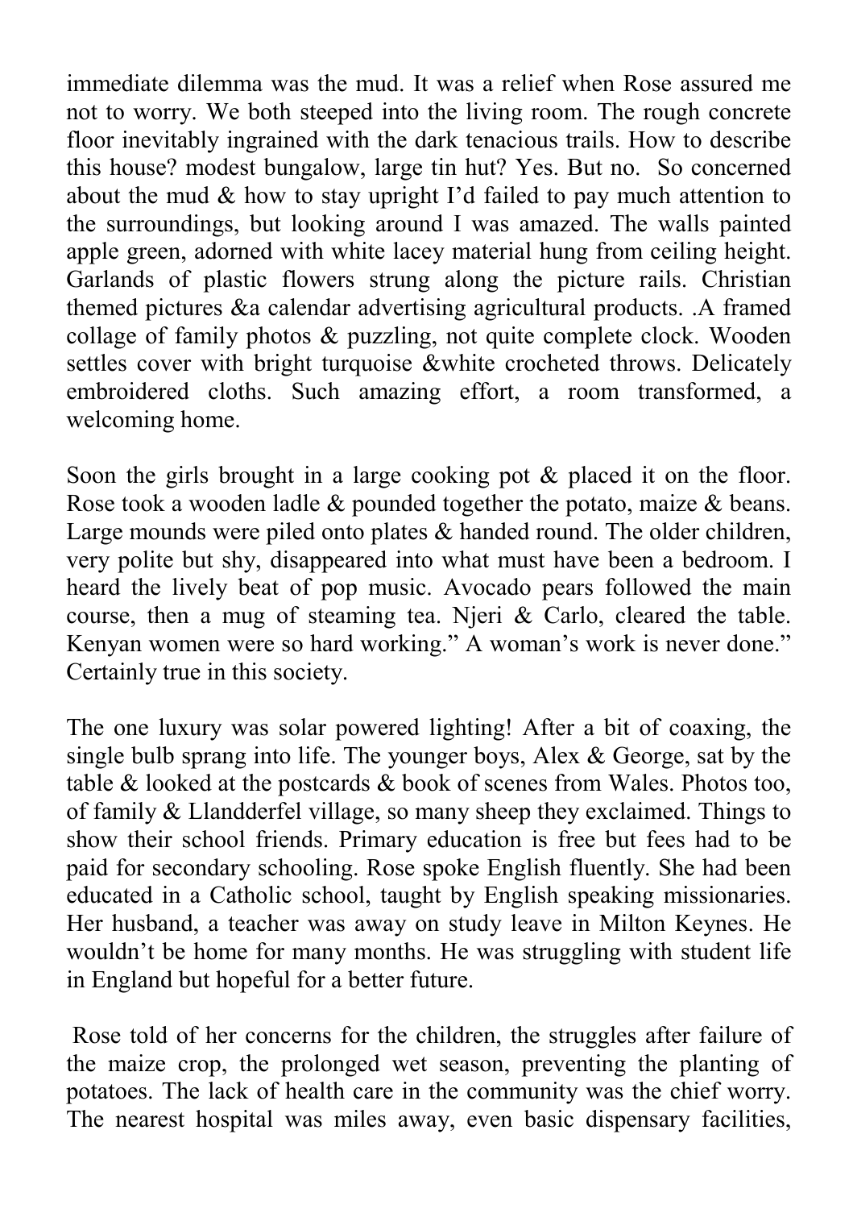immediate dilemma was the mud. It was a relief when Rose assured me not to worry. We both steeped into the living room. The rough concrete floor inevitably ingrained with the dark tenacious trails. How to describe this house? modest bungalow, large tin hut? Yes. But no. So concerned about the mud & how to stay upright I'd failed to pay much attention to the surroundings, but looking around I was amazed. The walls painted apple green, adorned with white lacey material hung from ceiling height. Garlands of plastic flowers strung along the picture rails. Christian themed pictures &a calendar advertising agricultural products. .A framed collage of family photos & puzzling, not quite complete clock. Wooden settles cover with bright turquoise &white crocheted throws. Delicately embroidered cloths. Such amazing effort, a room transformed, a welcoming home.

Soon the girls brought in a large cooking pot & placed it on the floor. Rose took a wooden ladle & pounded together the potato, maize & beans. Large mounds were piled onto plates & handed round. The older children, very polite but shy, disappeared into what must have been a bedroom. I heard the lively beat of pop music. Avocado pears followed the main course, then a mug of steaming tea. Njeri & Carlo, cleared the table. Kenyan women were so hard working." A woman's work is never done." Certainly true in this society.

The one luxury was solar powered lighting! After a bit of coaxing, the single bulb sprang into life. The younger boys, Alex & George, sat by the table & looked at the postcards & book of scenes from Wales. Photos too, of family & Llandderfel village, so many sheep they exclaimed. Things to show their school friends. Primary education is free but fees had to be paid for secondary schooling. Rose spoke English fluently. She had been educated in a Catholic school, taught by English speaking missionaries. Her husband, a teacher was away on study leave in Milton Keynes. He wouldn't be home for many months. He was struggling with student life in England but hopeful for a better future.

Rose told of her concerns for the children, the struggles after failure of the maize crop, the prolonged wet season, preventing the planting of potatoes. The lack of health care in the community was the chief worry. The nearest hospital was miles away, even basic dispensary facilities,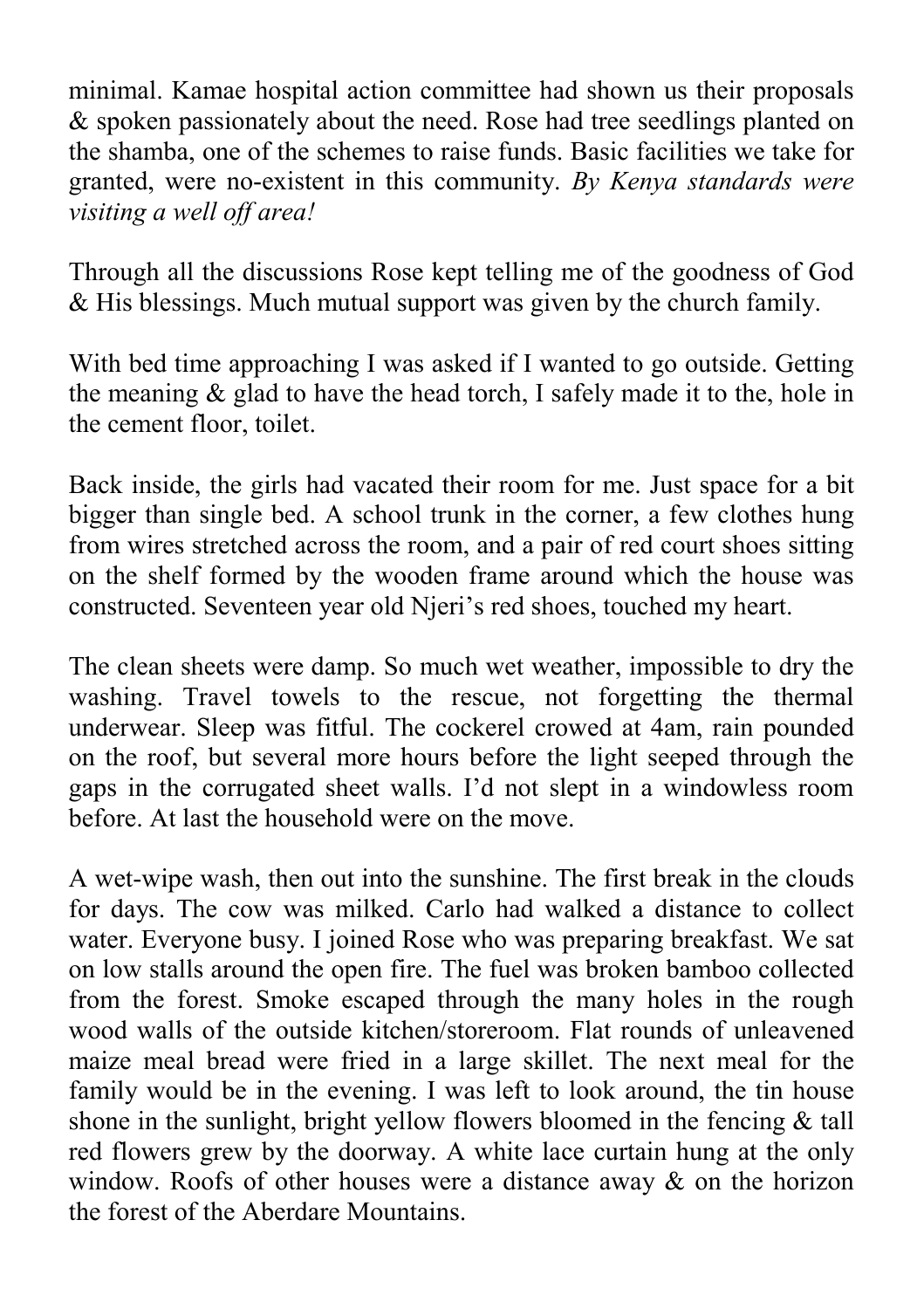minimal. Kamae hospital action committee had shown us their proposals & spoken passionately about the need. Rose had tree seedlings planted on the shamba, one of the schemes to raise funds. Basic facilities we take for granted, were no-existent in this community. *By Kenya standards were visiting a well off area!*

Through all the discussions Rose kept telling me of the goodness of God & His blessings. Much mutual support was given by the church family.

With bed time approaching I was asked if I wanted to go outside. Getting the meaning & glad to have the head torch, I safely made it to the, hole in the cement floor, toilet.

Back inside, the girls had vacated their room for me. Just space for a bit bigger than single bed. A school trunk in the corner, a few clothes hung from wires stretched across the room, and a pair of red court shoes sitting on the shelf formed by the wooden frame around which the house was constructed. Seventeen year old Njeri's red shoes, touched my heart.

The clean sheets were damp. So much wet weather, impossible to dry the washing. Travel towels to the rescue, not forgetting the thermal underwear. Sleep was fitful. The cockerel crowed at 4am, rain pounded on the roof, but several more hours before the light seeped through the gaps in the corrugated sheet walls. I'd not slept in a windowless room before. At last the household were on the move.

A wet-wipe wash, then out into the sunshine. The first break in the clouds for days. The cow was milked. Carlo had walked a distance to collect water. Everyone busy. I joined Rose who was preparing breakfast. We sat on low stalls around the open fire. The fuel was broken bamboo collected from the forest. Smoke escaped through the many holes in the rough wood walls of the outside kitchen/storeroom. Flat rounds of unleavened maize meal bread were fried in a large skillet. The next meal for the family would be in the evening. I was left to look around, the tin house shone in the sunlight, bright yellow flowers bloomed in the fencing & tall red flowers grew by the doorway. A white lace curtain hung at the only window. Roofs of other houses were a distance away & on the horizon the forest of the Aberdare Mountains.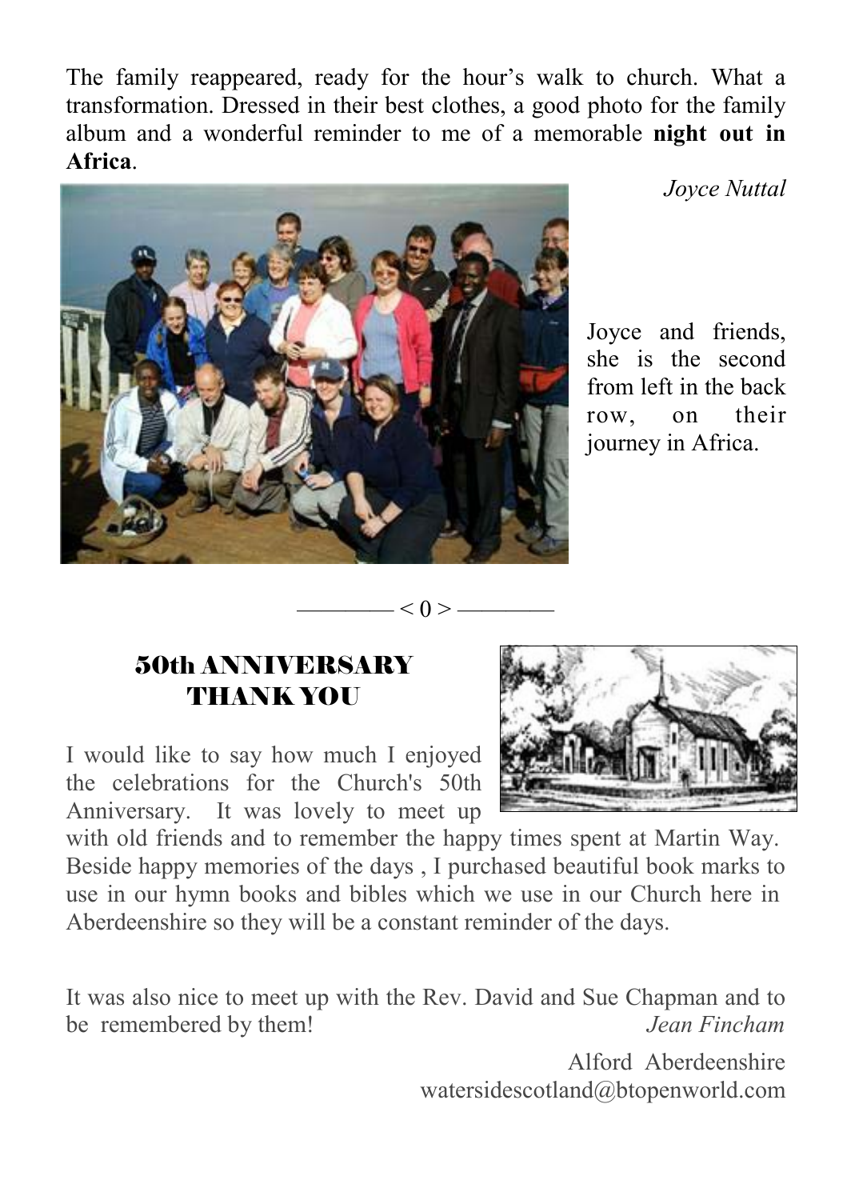The family reappeared, ready for the hour's walk to church. What a transformation. Dressed in their best clothes, a good photo for the family album and a wonderful reminder to me of a memorable **night out in Africa**.

*Joyce Nuttal*

Joyce and friends, she is the second from left in the back row, on their journey in Africa.

———— < 0 > ————

## 50th ANNIVERSARY THANK YOU

I would like to say how much I enjoyed the celebrations for the Church's 50th Anniversary. It was lovely to meet up with old friends and to remember the happy times spent at Martin Way. Beside happy memories of the days , I purchased beautiful book marks to use in our hymn books and bibles which we use in our Church here in Aberdeenshire so they will be a constant reminder of the days.

It was also nice to meet up with the Rev. David and Sue Chapman and to be remembered by them! *Jean Fincham*

Alford Aberdeenshire
watersidescotland@btopenworld.com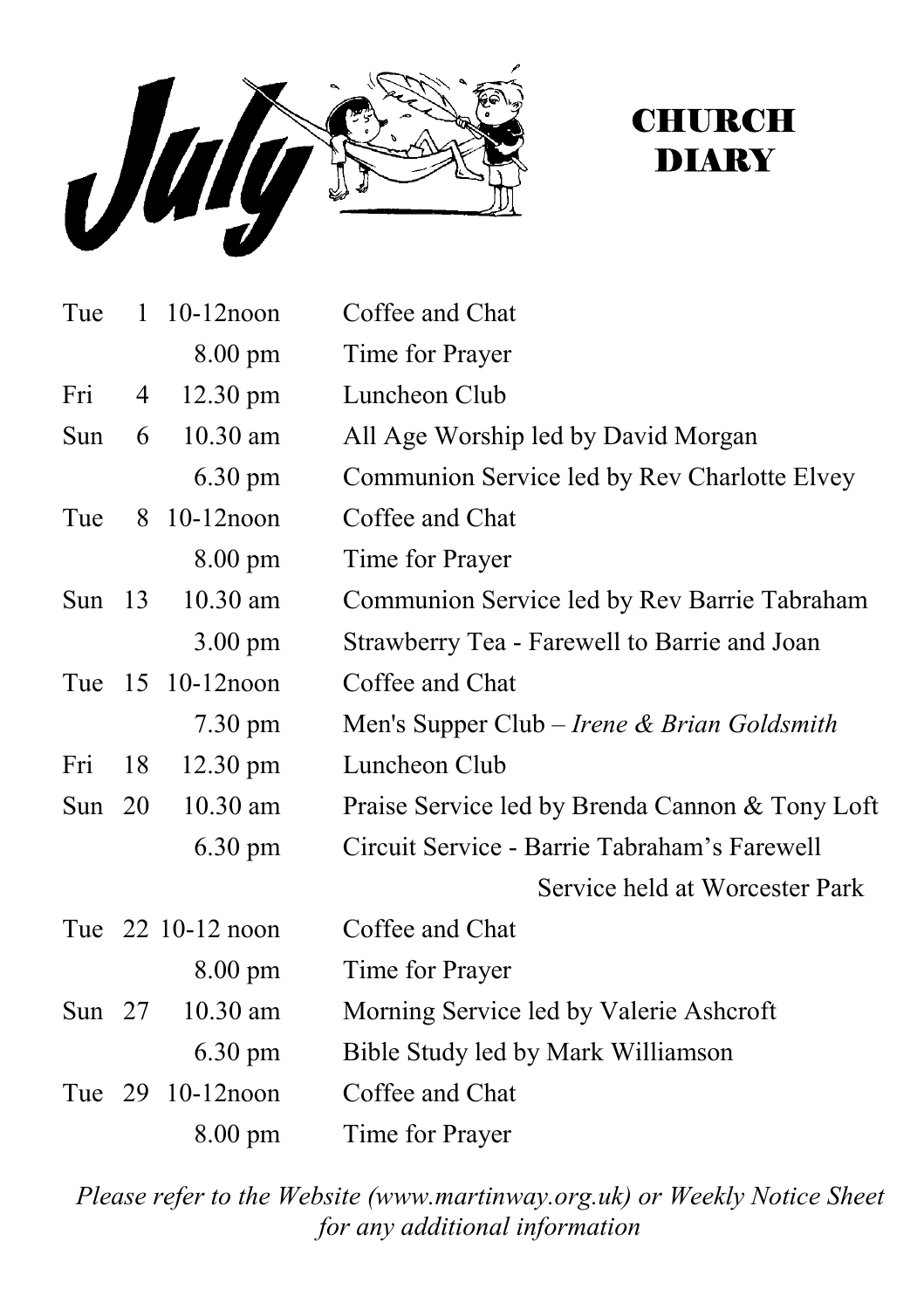# July

# CHURCH DIARY

| | | | |
|---|---|---|---|
| Tue | 1 | 10-12noon | Coffee and Chat |
| | | 8.00 pm | Time for Prayer |
| Fri | 4 | 12.30 pm | Luncheon Club |
| Sun | 6 | 10.30 am | All Age Worship led by David Morgan |
| | | 6.30 pm | Communion Service led by Rev Charlotte Elvey |
| Tue | 8 | 10-12noon | Coffee and Chat |
| | | 8.00 pm | Time for Prayer |
| Sun | 13 | 10.30 am | Communion Service led by Rev Barrie Tabraham |
| | | 3.00 pm | Strawberry Tea - Farewell to Barrie and Joan |
| Tue | 15 | 10-12noon | Coffee and Chat |
| | | 7.30 pm | Men's Supper Club – *Irene & Brian Goldsmith* |
| Fri | 18 | 12.30 pm | Luncheon Club |
| Sun | 20 | 10.30 am | Praise Service led by Brenda Cannon & Tony Loft |
| | | 6.30 pm | Circuit Service - Barrie Tabraham's Farewell Service held at Worcester Park |
| Tue | 22 | 10-12 noon | Coffee and Chat |
| | | 8.00 pm | Time for Prayer |
| Sun | 27 | 10.30 am | Morning Service led by Valerie Ashcroft |
| | | 6.30 pm | Bible Study led by Mark Williamson |
| Tue | 29 | 10-12noon | Coffee and Chat |
| | | 8.00 pm | Time for Prayer |

*Please refer to the Website (www.martinway.org.uk) or Weekly Notice Sheet for any additional information*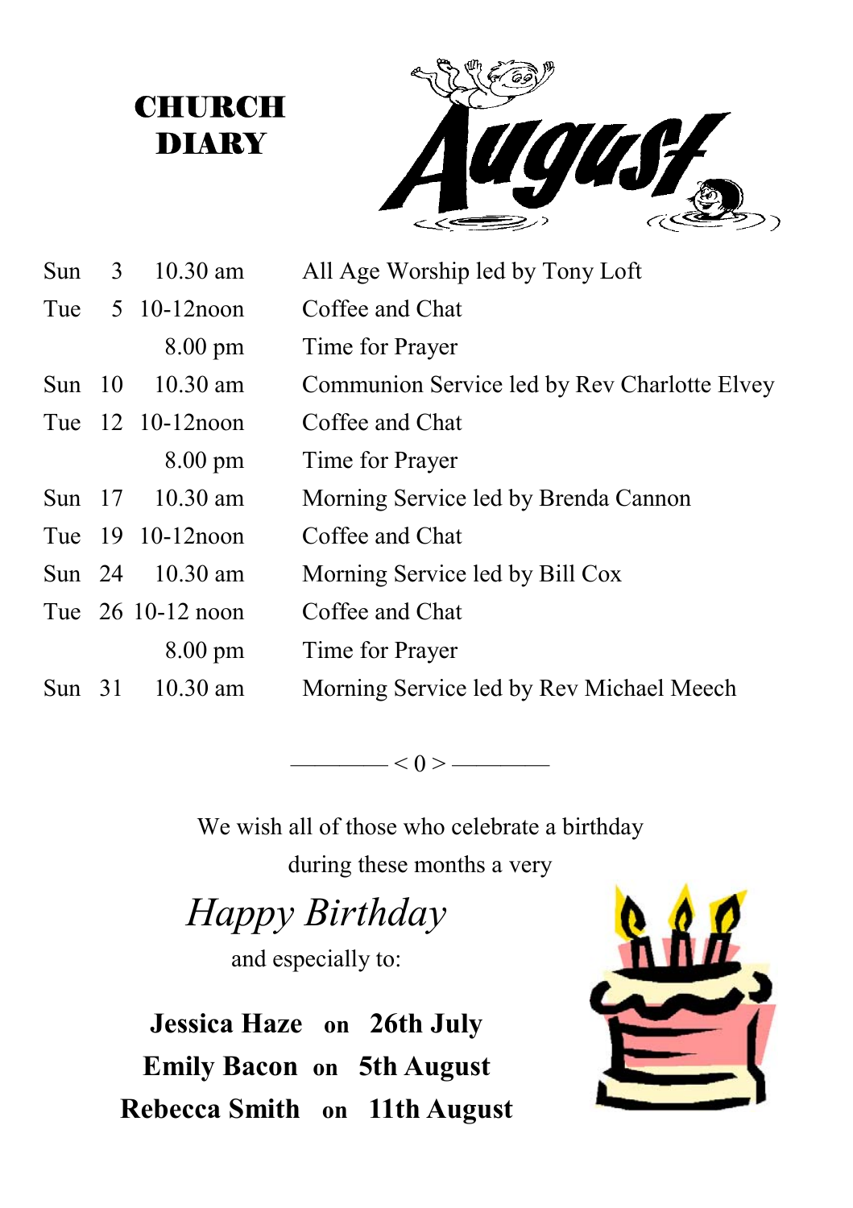# CHURCH DIARY

## August

| | | | |
|---|---|---|---|
| Sun | 3 | 10.30 am | All Age Worship led by Tony Loft |
| Tue | 5 | 10-12noon | Coffee and Chat |
| | | 8.00 pm | Time for Prayer |
| Sun | 10 | 10.30 am | Communion Service led by Rev Charlotte Elvey |
| Tue | 12 | 10-12noon | Coffee and Chat |
| | | 8.00 pm | Time for Prayer |
| Sun | 17 | 10.30 am | Morning Service led by Brenda Cannon |
| Tue | 19 | 10-12noon | Coffee and Chat |
| Sun | 24 | 10.30 am | Morning Service led by Bill Cox |
| Tue | 26 | 10-12 noon | Coffee and Chat |
| | | 8.00 pm | Time for Prayer |
| Sun | 31 | 10.30 am | Morning Service led by Rev Michael Meech |

———— < 0 > ————

We wish all of those who celebrate a birthday during these months a very

*Happy Birthday*

and especially to:

**Jessica Haze on 26th July**

**Emily Bacon on 5th August**

**Rebecca Smith on 11th August**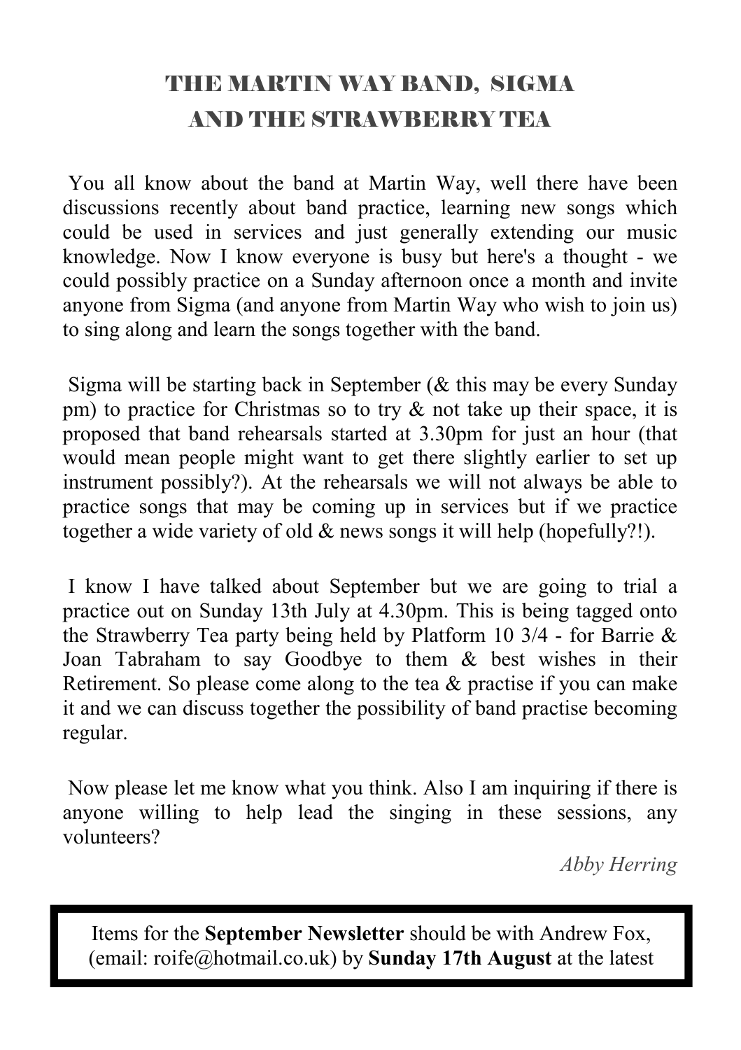# THE MARTIN WAY BAND, SIGMA AND THE STRAWBERRY TEA

You all know about the band at Martin Way, well there have been discussions recently about band practice, learning new songs which could be used in services and just generally extending our music knowledge. Now I know everyone is busy but here's a thought - we could possibly practice on a Sunday afternoon once a month and invite anyone from Sigma (and anyone from Martin Way who wish to join us) to sing along and learn the songs together with the band.

Sigma will be starting back in September (& this may be every Sunday pm) to practice for Christmas so to try & not take up their space, it is proposed that band rehearsals started at 3.30pm for just an hour (that would mean people might want to get there slightly earlier to set up instrument possibly?). At the rehearsals we will not always be able to practice songs that may be coming up in services but if we practice together a wide variety of old & news songs it will help (hopefully?!).

I know I have talked about September but we are going to trial a practice out on Sunday 13th July at 4.30pm. This is being tagged onto the Strawberry Tea party being held by Platform 10 3/4 - for Barrie & Joan Tabraham to say Goodbye to them & best wishes in their Retirement. So please come along to the tea & practise if you can make it and we can discuss together the possibility of band practise becoming regular.

Now please let me know what you think. Also I am inquiring if there is anyone willing to help lead the singing in these sessions, any volunteers?

*Abby Herring*

---

Items for the **September Newsletter** should be with Andrew Fox, (email: roife@hotmail.co.uk) by **Sunday 17th August** at the latest